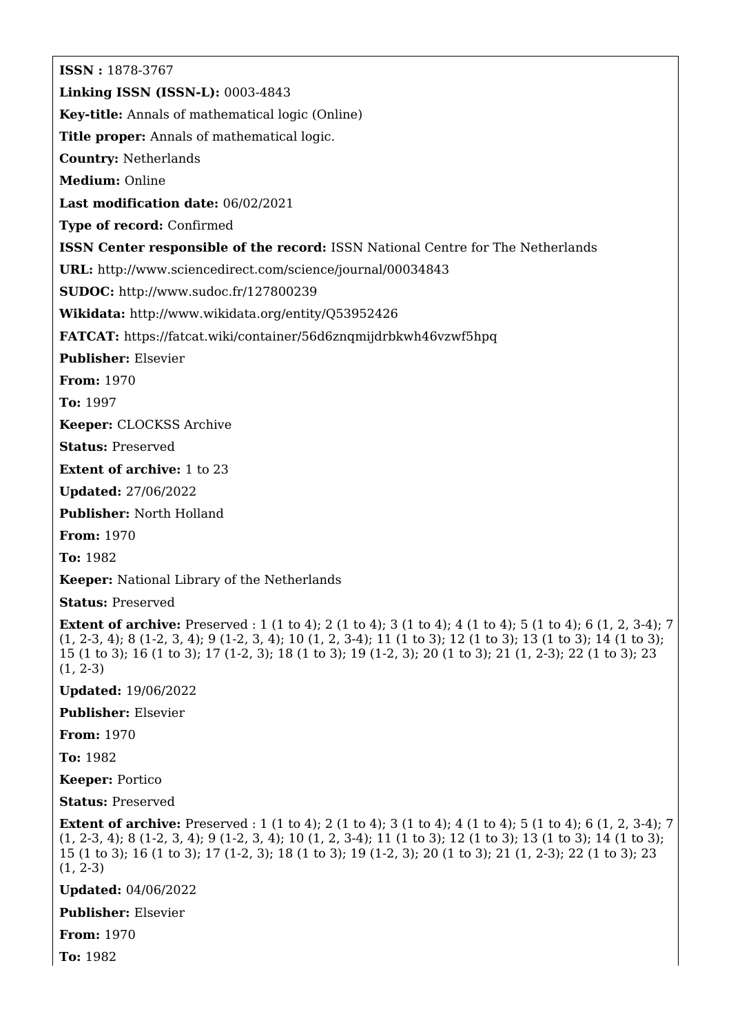**ISSN :** 1878-3767

**Linking ISSN (ISSN-L):** 0003-4843

**Key-title:** Annals of mathematical logic (Online)

**Title proper:** Annals of mathematical logic.

**Country:** Netherlands

**Medium:** Online

**Last modification date:** 06/02/2021

**Type of record:** Confirmed

**ISSN Center responsible of the record:** ISSN National Centre for The Netherlands

**URL:** http://www.sciencedirect.com/science/journal/00034843

**SUDOC:** http://www.sudoc.fr/127800239

**Wikidata:** http://www.wikidata.org/entity/Q53952426

**FATCAT:** https://fatcat.wiki/container/56d6znqmijdrbkwh46vzwf5hpq

**Publisher:** Elsevier

**From:** 1970

**To:** 1997

**Keeper:** CLOCKSS Archive

**Status:** Preserved

**Extent of archive:** 1 to 23

**Updated:** 27/06/2022

**Publisher:** North Holland

**From:** 1970

**To:** 1982

**Keeper:** National Library of the Netherlands

**Status:** Preserved

**Extent of archive:** Preserved : 1 (1 to 4); 2 (1 to 4); 3 (1 to 4); 4 (1 to 4); 5 (1 to 4); 6 (1, 2, 3-4); 7 (1, 2-3, 4); 8 (1-2, 3, 4); 9 (1-2, 3, 4); 10 (1, 2, 3-4); 11 (1 to 3); 12 (1 to 3); 13 (1 to 3); 14 (1 to 3); 15 (1 to 3); 16 (1 to 3); 17 (1-2, 3); 18 (1 to 3); 19 (1-2, 3); 20 (1 to 3); 21 (1, 2-3); 22 (1 to 3); 23 (1, 2-3)

**Updated:** 19/06/2022

**Publisher:** Elsevier

**From:** 1970

**To:** 1982

**Keeper:** Portico

**Status:** Preserved

**Extent of archive:** Preserved : 1 (1 to 4); 2 (1 to 4); 3 (1 to 4); 4 (1 to 4); 5 (1 to 4); 6 (1, 2, 3-4); 7 (1, 2-3, 4); 8 (1-2, 3, 4); 9 (1-2, 3, 4); 10 (1, 2, 3-4); 11 (1 to 3); 12 (1 to 3); 13 (1 to 3); 14 (1 to 3); 15 (1 to 3); 16 (1 to 3); 17 (1-2, 3); 18 (1 to 3); 19 (1-2, 3); 20 (1 to 3); 21 (1, 2-3); 22 (1 to 3); 23 (1, 2-3)

**Updated:** 04/06/2022

**Publisher:** Elsevier

**From:** 1970

**To:** 1982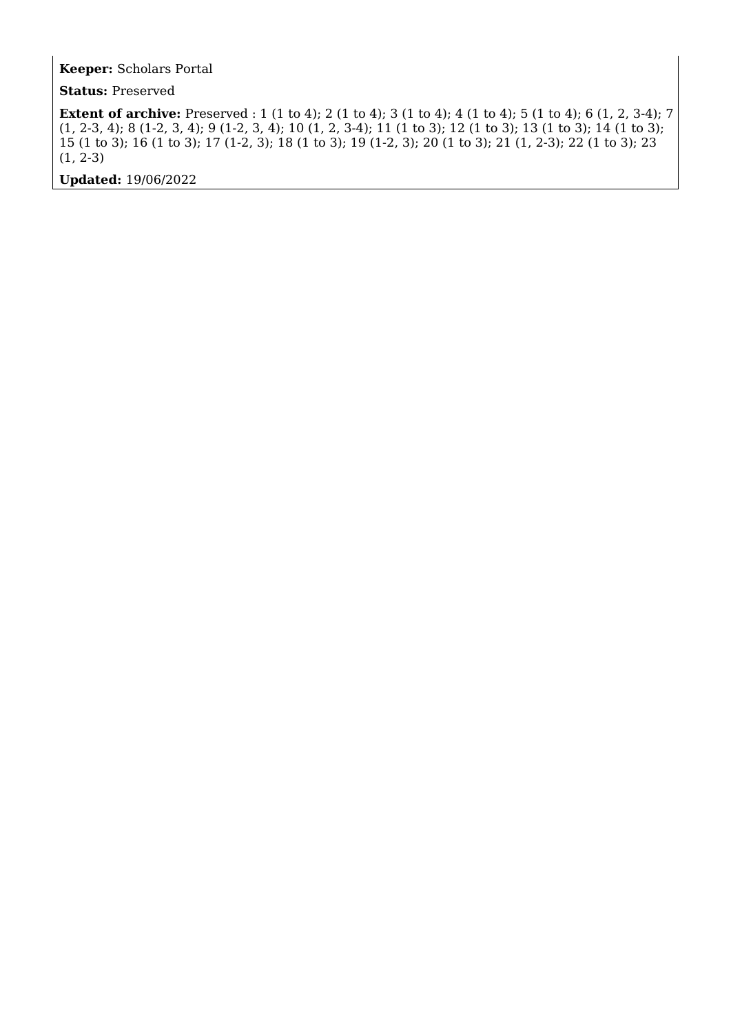**Keeper:** Scholars Portal

**Status:** Preserved

**Extent of archive:** Preserved : 1 (1 to 4); 2 (1 to 4); 3 (1 to 4); 4 (1 to 4); 5 (1 to 4); 6 (1, 2, 3-4); 7 (1, 2-3, 4); 8 (1-2, 3, 4); 9 (1-2, 3, 4); 10 (1, 2, 3-4); 11 (1 to 3); 12 (1 to 3); 13 (1 to 3); 14 (1 to 3); 15 (1 to 3); 16 (1 to 3); 17 (1-2, 3); 18 (1 to 3); 19 (1-2, 3); 20 (1 to 3); 21 (1, 2-3); 22 (1 to 3); 23 (1, 2-3)

**Updated:** 19/06/2022